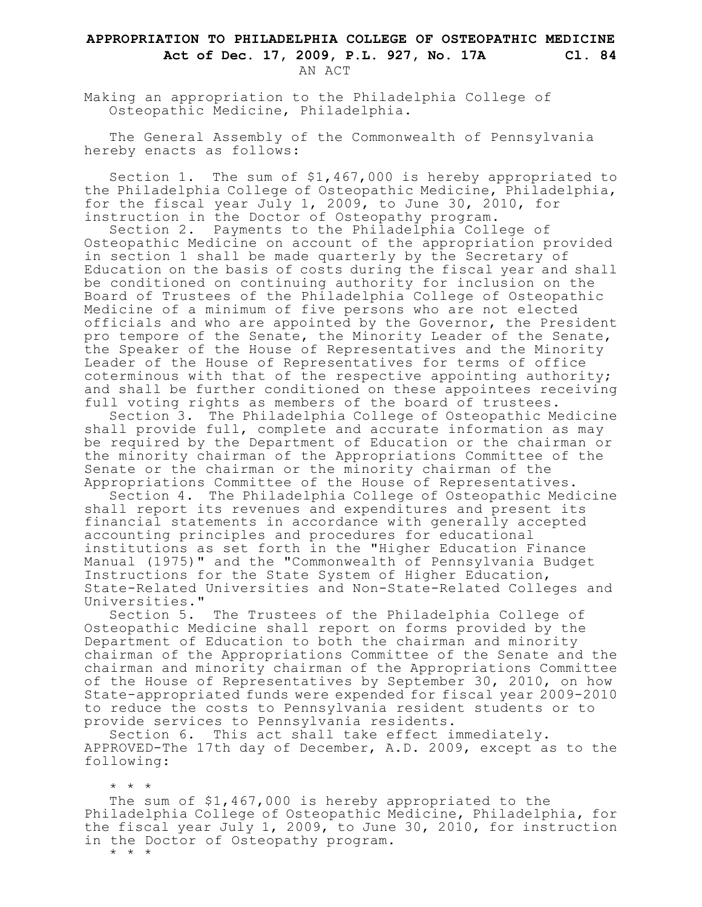# APPROPRIATION TO PHILADELPHIA COLLEGE OF OSTEOPATHIC MEDICINE

**Act of Dec. 17, 2009, P.L. 927, No. 17A — Cl. 84**

AN ACT

Making an appropriation to the Philadelphia College of Osteopathic Medicine, Philadelphia.

The General Assembly of the Commonwealth of Pennsylvania hereby enacts as follows:

Section 1. The sum of $1,467,000 is hereby appropriated to the Philadelphia College of Osteopathic Medicine, Philadelphia, for the fiscal year July 1, 2009, to June 30, 2010, for instruction in the Doctor of Osteopathy program.

Section 2. Payments to the Philadelphia College of Osteopathic Medicine on account of the appropriation provided in section 1 shall be made quarterly by the Secretary of Education on the basis of costs during the fiscal year and shall be conditioned on continuing authority for inclusion on the Board of Trustees of the Philadelphia College of Osteopathic Medicine of a minimum of five persons who are not elected officials and who are appointed by the Governor, the President pro tempore of the Senate, the Minority Leader of the Senate, the Speaker of the House of Representatives and the Minority Leader of the House of Representatives for terms of office coterminous with that of the respective appointing authority; and shall be further conditioned on these appointees receiving full voting rights as members of the board of trustees.

Section 3. The Philadelphia College of Osteopathic Medicine shall provide full, complete and accurate information as may be required by the Department of Education or the chairman or the minority chairman of the Appropriations Committee of the Senate or the chairman or the minority chairman of the Appropriations Committee of the House of Representatives.

Section 4. The Philadelphia College of Osteopathic Medicine shall report its revenues and expenditures and present its financial statements in accordance with generally accepted accounting principles and procedures for educational institutions as set forth in the "Higher Education Finance Manual (1975)" and the "Commonwealth of Pennsylvania Budget Instructions for the State System of Higher Education, State-Related Universities and Non-State-Related Colleges and Universities."

Section 5. The Trustees of the Philadelphia College of Osteopathic Medicine shall report on forms provided by the Department of Education to both the chairman and minority chairman of the Appropriations Committee of the Senate and the chairman and minority chairman of the Appropriations Committee of the House of Representatives by September 30, 2010, on how State-appropriated funds were expended for fiscal year 2009-2010 to reduce the costs to Pennsylvania resident students or to provide services to Pennsylvania residents.

Section 6. This act shall take effect immediately.

APPROVED-The 17th day of December, A.D. 2009, except as to the following:

\* \* \*

The sum of $1,467,000 is hereby appropriated to the Philadelphia College of Osteopathic Medicine, Philadelphia, for the fiscal year July 1, 2009, to June 30, 2010, for instruction in the Doctor of Osteopathy program.

\* \* \*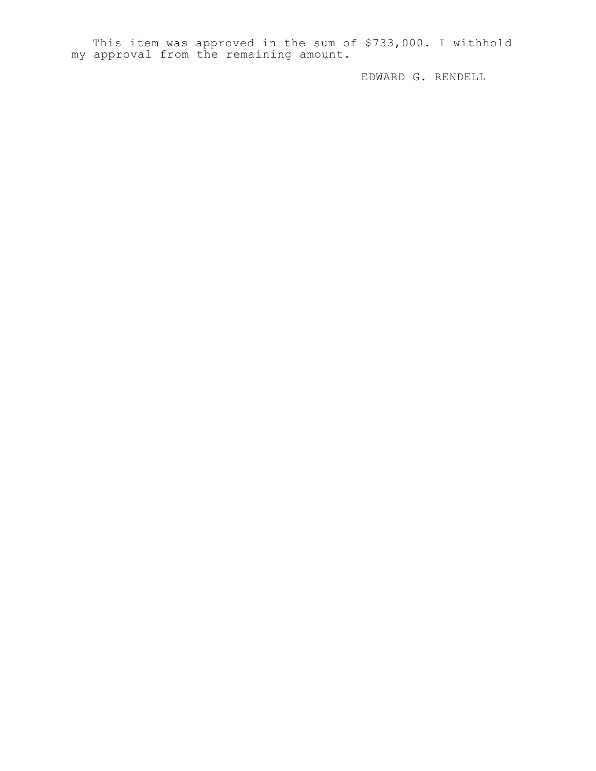This item was approved in the sum of $733,000. I withhold my approval from the remaining amount.

EDWARD G. RENDELL